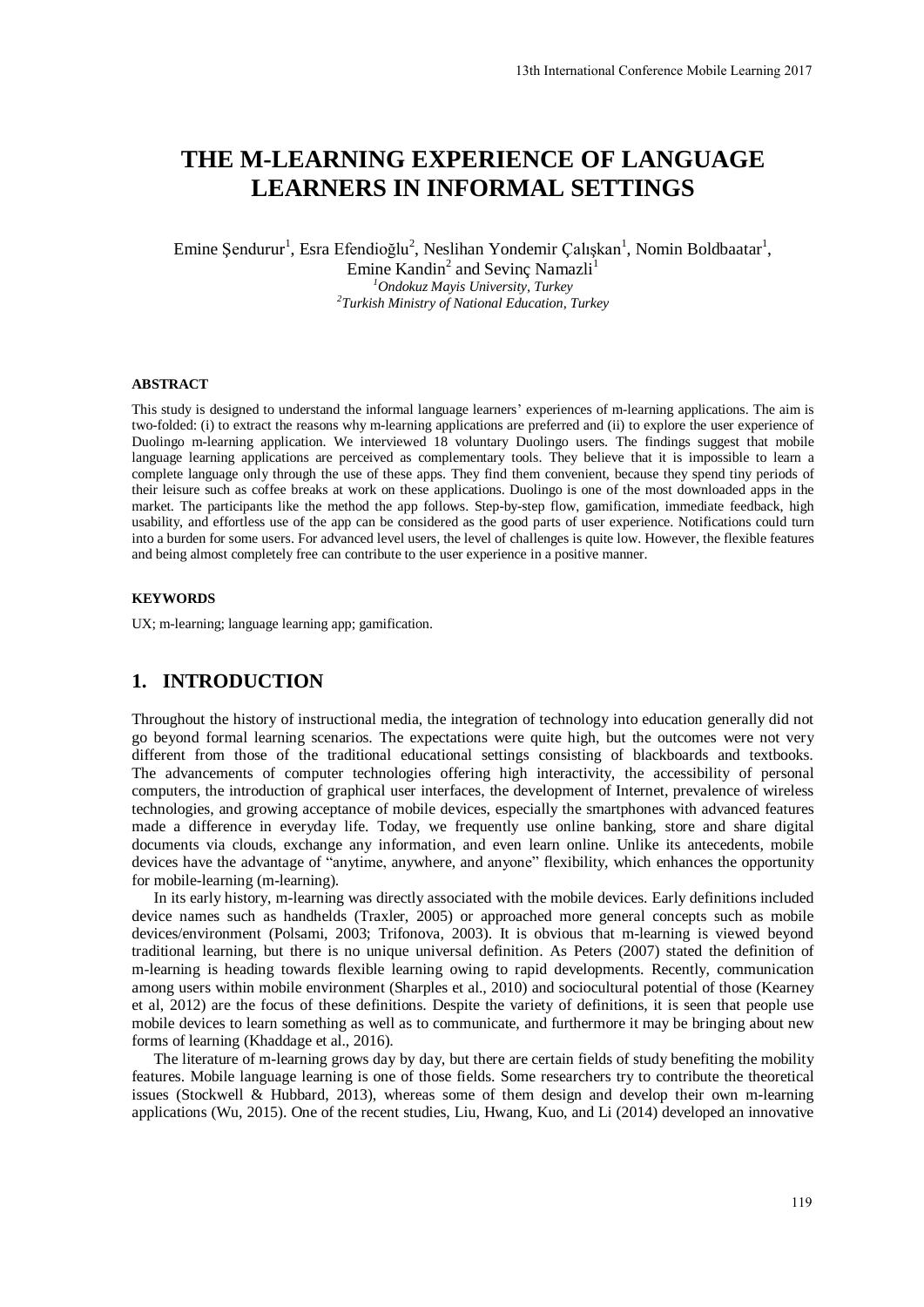# THE M-LEARNING EXPERIENCE OF LANGUAGE LEARNERS IN INFORMAL SETTINGS

Emine Şendurur[1], Esra Efendioğlu[2], Neslihan Yondemir Çalışkan[1], Nomin Boldbaatar[1], Emine Kandin[2] and Sevinç Namazli[1]

[1]*Ondokuz Mayis University, Turkey*
[2]*Turkish Ministry of National Education, Turkey*

#### ABSTRACT

This study is designed to understand the informal language learners' experiences of m-learning applications. The aim is two-folded: (i) to extract the reasons why m-learning applications are preferred and (ii) to explore the user experience of Duolingo m-learning application. We interviewed 18 voluntary Duolingo users. The findings suggest that mobile language learning applications are perceived as complementary tools. They believe that it is impossible to learn a complete language only through the use of these apps. They find them convenient, because they spend tiny periods of their leisure such as coffee breaks at work on these applications. Duolingo is one of the most downloaded apps in the market. The participants like the method the app follows. Step-by-step flow, gamification, immediate feedback, high usability, and effortless use of the app can be considered as the good parts of user experience. Notifications could turn into a burden for some users. For advanced level users, the level of challenges is quite low. However, the flexible features and being almost completely free can contribute to the user experience in a positive manner.

#### KEYWORDS

UX; m-learning; language learning app; gamification.

## 1. INTRODUCTION

Throughout the history of instructional media, the integration of technology into education generally did not go beyond formal learning scenarios. The expectations were quite high, but the outcomes were not very different from those of the traditional educational settings consisting of blackboards and textbooks. The advancements of computer technologies offering high interactivity, the accessibility of personal computers, the introduction of graphical user interfaces, the development of Internet, prevalence of wireless technologies, and growing acceptance of mobile devices, especially the smartphones with advanced features made a difference in everyday life. Today, we frequently use online banking, store and share digital documents via clouds, exchange any information, and even learn online. Unlike its antecedents, mobile devices have the advantage of "anytime, anywhere, and anyone" flexibility, which enhances the opportunity for mobile-learning (m-learning).

In its early history, m-learning was directly associated with the mobile devices. Early definitions included device names such as handhelds (Traxler, 2005) or approached more general concepts such as mobile devices/environment (Polsami, 2003; Trifonova, 2003). It is obvious that m-learning is viewed beyond traditional learning, but there is no unique universal definition. As Peters (2007) stated the definition of m-learning is heading towards flexible learning owing to rapid developments. Recently, communication among users within mobile environment (Sharples et al., 2010) and sociocultural potential of those (Kearney et al, 2012) are the focus of these definitions. Despite the variety of definitions, it is seen that people use mobile devices to learn something as well as to communicate, and furthermore it may be bringing about new forms of learning (Khaddage et al., 2016).

The literature of m-learning grows day by day, but there are certain fields of study benefiting the mobility features. Mobile language learning is one of those fields. Some researchers try to contribute the theoretical issues (Stockwell & Hubbard, 2013), whereas some of them design and develop their own m-learning applications (Wu, 2015). One of the recent studies, Liu, Hwang, Kuo, and Li (2014) developed an innovative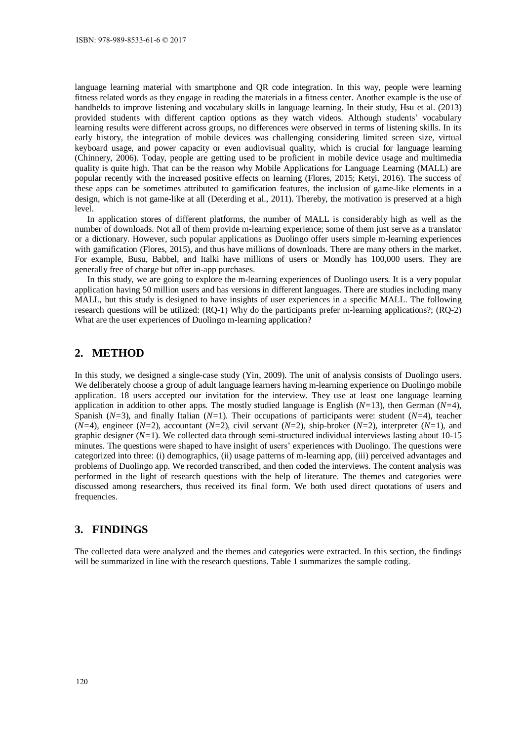language learning material with smartphone and QR code integration. In this way, people were learning fitness related words as they engage in reading the materials in a fitness center. Another example is the use of handhelds to improve listening and vocabulary skills in language learning. In their study, Hsu et al. (2013) provided students with different caption options as they watch videos. Although students' vocabulary learning results were different across groups, no differences were observed in terms of listening skills. In its early history, the integration of mobile devices was challenging considering limited screen size, virtual keyboard usage, and power capacity or even audiovisual quality, which is crucial for language learning (Chinnery, 2006). Today, people are getting used to be proficient in mobile device usage and multimedia quality is quite high. That can be the reason why Mobile Applications for Language Learning (MALL) are popular recently with the increased positive effects on learning (Flores, 2015; Ketyi, 2016). The success of these apps can be sometimes attributed to gamification features, the inclusion of game-like elements in a design, which is not game-like at all (Deterding et al., 2011). Thereby, the motivation is preserved at a high level.

In application stores of different platforms, the number of MALL is considerably high as well as the number of downloads. Not all of them provide m-learning experience; some of them just serve as a translator or a dictionary. However, such popular applications as Duolingo offer users simple m-learning experiences with gamification (Flores, 2015), and thus have millions of downloads. There are many others in the market. For example, Busu, Babbel, and Italki have millions of users or Mondly has 100,000 users. They are generally free of charge but offer in-app purchases.

In this study, we are going to explore the m-learning experiences of Duolingo users. It is a very popular application having 50 million users and has versions in different languages. There are studies including many MALL, but this study is designed to have insights of user experiences in a specific MALL. The following research questions will be utilized: (RQ-1) Why do the participants prefer m-learning applications?; (RQ-2) What are the user experiences of Duolingo m-learning application?

## 2. METHOD

In this study, we designed a single-case study (Yin, 2009). The unit of analysis consists of Duolingo users. We deliberately choose a group of adult language learners having m-learning experience on Duolingo mobile application. 18 users accepted our invitation for the interview. They use at least one language learning application in addition to other apps. The mostly studied language is English ($N$=13), then German ($N$=4), Spanish ($N$=3), and finally Italian ($N$=1). Their occupations of participants were: student ($N$=4), teacher ($N$=4), engineer ($N$=2), accountant ($N$=2), civil servant ($N$=2), ship-broker ($N$=2), interpreter ($N$=1), and graphic designer ($N$=1). We collected data through semi-structured individual interviews lasting about 10-15 minutes. The questions were shaped to have insight of users' experiences with Duolingo. The questions were categorized into three: (i) demographics, (ii) usage patterns of m-learning app, (iii) perceived advantages and problems of Duolingo app. We recorded transcribed, and then coded the interviews. The content analysis was performed in the light of research questions with the help of literature. The themes and categories were discussed among researchers, thus received its final form. We both used direct quotations of users and frequencies.

## 3. FINDINGS

The collected data were analyzed and the themes and categories were extracted. In this section, the findings will be summarized in line with the research questions. Table 1 summarizes the sample coding.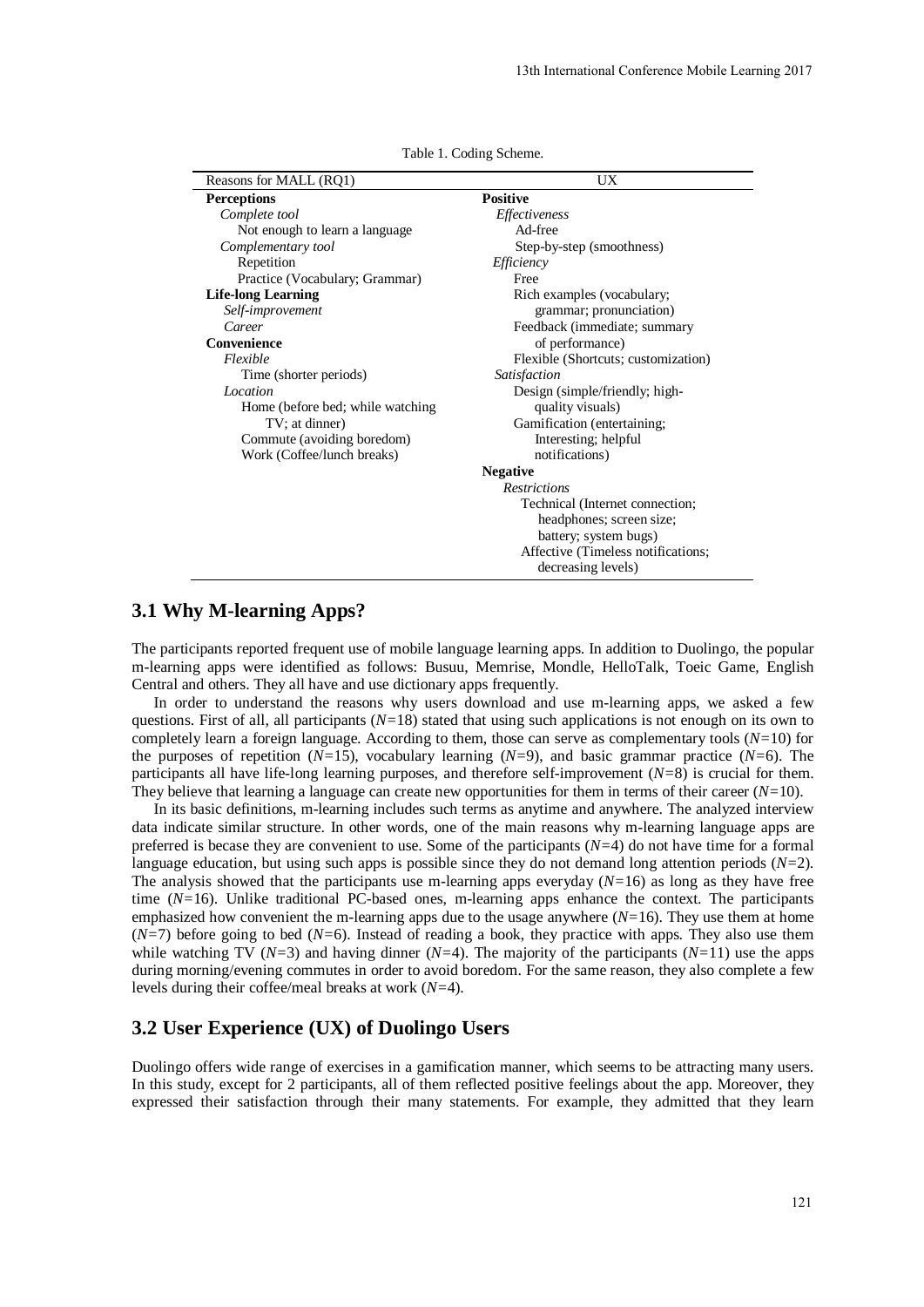Table 1. Coding Scheme.

| Reasons for MALL (RQ1) | UX |
|---|---|
| **Perceptions** | **Positive** |
| *Complete tool* | *Effectiveness* |
| Not enough to learn a language | Ad-free |
| *Complementary tool* | Step-by-step (smoothness) |
| Repetition | *Efficiency* |
| Practice (Vocabulary; Grammar) | Free |
| **Life-long Learning** | Rich examples (vocabulary; grammar; pronunciation) |
| *Self-improvement* | |
| *Career* | Feedback (immediate; summary of performance) |
| **Convenience** | |
| *Flexible* | Flexible (Shortcuts; customization) |
| Time (shorter periods) | *Satisfaction* |
| *Location* | Design (simple/friendly; high-quality visuals) |
| Home (before bed; while watching TV; at dinner) | |
| Commute (avoiding boredom) | Gamification (entertaining; Interesting; helpful notifications) |
| Work (Coffee/lunch breaks) | |
| | **Negative** |
| | *Restrictions* |
| | Technical (Internet connection; headphones; screen size; battery; system bugs) |
| | Affective (Timeless notifications; decreasing levels) |

## 3.1 Why M-learning Apps?

The participants reported frequent use of mobile language learning apps. In addition to Duolingo, the popular m-learning apps were identified as follows: Busuu, Memrise, Mondle, HelloTalk, Toeic Game, English Central and others. They all have and use dictionary apps frequently.

In order to understand the reasons why users download and use m-learning apps, we asked a few questions. First of all, all participants ($N$=18) stated that using such applications is not enough on its own to completely learn a foreign language. According to them, those can serve as complementary tools ($N$=10) for the purposes of repetition ($N$=15), vocabulary learning ($N$=9), and basic grammar practice ($N$=6). The participants all have life-long learning purposes, and therefore self-improvement ($N$=8) is crucial for them. They believe that learning a language can create new opportunities for them in terms of their career ($N$=10).

In its basic definitions, m-learning includes such terms as anytime and anywhere. The analyzed interview data indicate similar structure. In other words, one of the main reasons why m-learning language apps are preferred is becase they are convenient to use. Some of the participants ($N$=4) do not have time for a formal language education, but using such apps is possible since they do not demand long attention periods ($N$=2). The analysis showed that the participants use m-learning apps everyday ($N$=16) as long as they have free time ($N$=16). Unlike traditional PC-based ones, m-learning apps enhance the context. The participants emphasized how convenient the m-learning apps due to the usage anywhere ($N$=16). They use them at home ($N$=7) before going to bed ($N$=6). Instead of reading a book, they practice with apps. They also use them while watching TV ($N$=3) and having dinner ($N$=4). The majority of the participants ($N$=11) use the apps during morning/evening commutes in order to avoid boredom. For the same reason, they also complete a few levels during their coffee/meal breaks at work ($N$=4).

## 3.2 User Experience (UX) of Duolingo Users

Duolingo offers wide range of exercises in a gamification manner, which seems to be attracting many users. In this study, except for 2 participants, all of them reflected positive feelings about the app. Moreover, they expressed their satisfaction through their many statements. For example, they admitted that they learn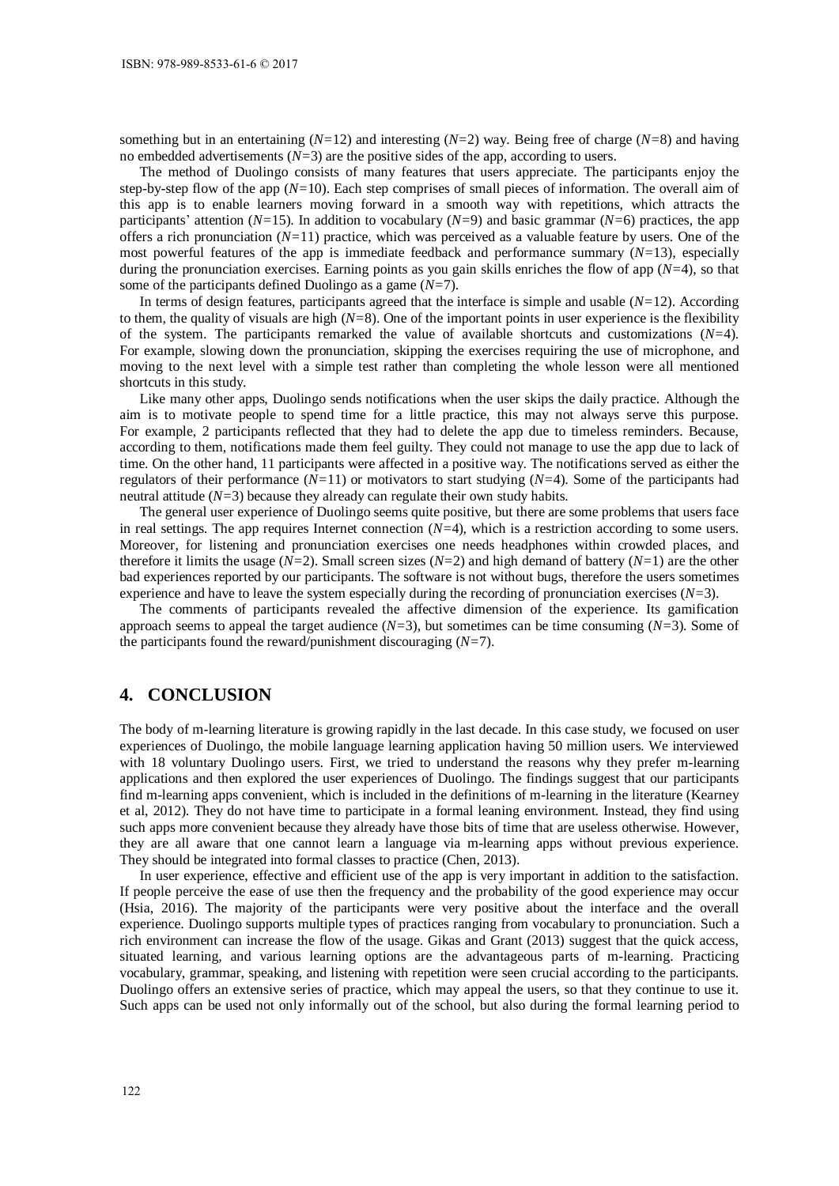something but in an entertaining ($N$=12) and interesting ($N$=2) way. Being free of charge ($N$=8) and having no embedded advertisements ($N$=3) are the positive sides of the app, according to users.

The method of Duolingo consists of many features that users appreciate. The participants enjoy the step-by-step flow of the app ($N$=10). Each step comprises of small pieces of information. The overall aim of this app is to enable learners moving forward in a smooth way with repetitions, which attracts the participants' attention ($N$=15). In addition to vocabulary ($N$=9) and basic grammar ($N$=6) practices, the app offers a rich pronunciation ($N$=11) practice, which was perceived as a valuable feature by users. One of the most powerful features of the app is immediate feedback and performance summary ($N$=13), especially during the pronunciation exercises. Earning points as you gain skills enriches the flow of app ($N$=4), so that some of the participants defined Duolingo as a game ($N$=7).

In terms of design features, participants agreed that the interface is simple and usable ($N$=12). According to them, the quality of visuals are high ($N$=8). One of the important points in user experience is the flexibility of the system. The participants remarked the value of available shortcuts and customizations ($N$=4). For example, slowing down the pronunciation, skipping the exercises requiring the use of microphone, and moving to the next level with a simple test rather than completing the whole lesson were all mentioned shortcuts in this study.

Like many other apps, Duolingo sends notifications when the user skips the daily practice. Although the aim is to motivate people to spend time for a little practice, this may not always serve this purpose. For example, 2 participants reflected that they had to delete the app due to timeless reminders. Because, according to them, notifications made them feel guilty. They could not manage to use the app due to lack of time. On the other hand, 11 participants were affected in a positive way. The notifications served as either the regulators of their performance ($N$=11) or motivators to start studying ($N$=4). Some of the participants had neutral attitude ($N$=3) because they already can regulate their own study habits.

The general user experience of Duolingo seems quite positive, but there are some problems that users face in real settings. The app requires Internet connection ($N$=4), which is a restriction according to some users. Moreover, for listening and pronunciation exercises one needs headphones within crowded places, and therefore it limits the usage ($N$=2). Small screen sizes ($N$=2) and high demand of battery ($N$=1) are the other bad experiences reported by our participants. The software is not without bugs, therefore the users sometimes experience and have to leave the system especially during the recording of pronunciation exercises ($N$=3).

The comments of participants revealed the affective dimension of the experience. Its gamification approach seems to appeal the target audience ($N$=3), but sometimes can be time consuming ($N$=3). Some of the participants found the reward/punishment discouraging ($N$=7).

## 4. CONCLUSION

The body of m-learning literature is growing rapidly in the last decade. In this case study, we focused on user experiences of Duolingo, the mobile language learning application having 50 million users. We interviewed with 18 voluntary Duolingo users. First, we tried to understand the reasons why they prefer m-learning applications and then explored the user experiences of Duolingo. The findings suggest that our participants find m-learning apps convenient, which is included in the definitions of m-learning in the literature (Kearney et al, 2012). They do not have time to participate in a formal leaning environment. Instead, they find using such apps more convenient because they already have those bits of time that are useless otherwise. However, they are all aware that one cannot learn a language via m-learning apps without previous experience. They should be integrated into formal classes to practice (Chen, 2013).

In user experience, effective and efficient use of the app is very important in addition to the satisfaction. If people perceive the ease of use then the frequency and the probability of the good experience may occur (Hsia, 2016). The majority of the participants were very positive about the interface and the overall experience. Duolingo supports multiple types of practices ranging from vocabulary to pronunciation. Such a rich environment can increase the flow of the usage. Gikas and Grant (2013) suggest that the quick access, situated learning, and various learning options are the advantageous parts of m-learning. Practicing vocabulary, grammar, speaking, and listening with repetition were seen crucial according to the participants. Duolingo offers an extensive series of practice, which may appeal the users, so that they continue to use it. Such apps can be used not only informally out of the school, but also during the formal learning period to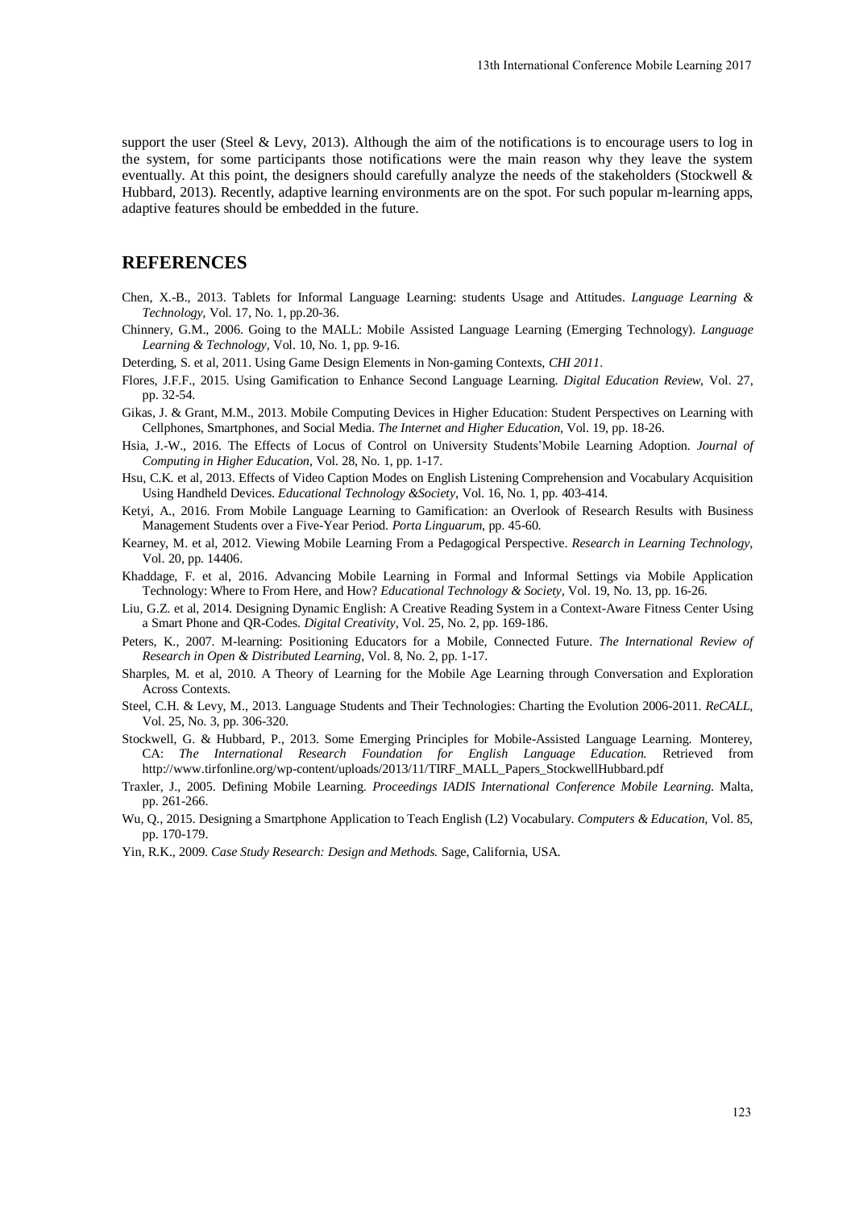support the user (Steel & Levy, 2013). Although the aim of the notifications is to encourage users to log in the system, for some participants those notifications were the main reason why they leave the system eventually. At this point, the designers should carefully analyze the needs of the stakeholders (Stockwell & Hubbard, 2013). Recently, adaptive learning environments are on the spot. For such popular m-learning apps, adaptive features should be embedded in the future.

## REFERENCES

Chen, X.-B., 2013. Tablets for Informal Language Learning: students Usage and Attitudes. *Language Learning & Technology*, Vol. 17, No. 1, pp.20-36.

Chinnery, G.M., 2006. Going to the MALL: Mobile Assisted Language Learning (Emerging Technology). *Language Learning & Technology*, Vol. 10, No. 1, pp. 9-16.

Deterding, S. et al, 2011. Using Game Design Elements in Non-gaming Contexts, *CHI 2011*.

Flores, J.F.F., 2015. Using Gamification to Enhance Second Language Learning. *Digital Education Review*, Vol. 27, pp. 32-54.

Gikas, J. & Grant, M.M., 2013. Mobile Computing Devices in Higher Education: Student Perspectives on Learning with Cellphones, Smartphones, and Social Media. *The Internet and Higher Education*, Vol. 19, pp. 18-26.

Hsia, J.-W., 2016. The Effects of Locus of Control on University Students'Mobile Learning Adoption. *Journal of Computing in Higher Education*, Vol. 28, No. 1, pp. 1-17.

Hsu, C.K. et al, 2013. Effects of Video Caption Modes on English Listening Comprehension and Vocabulary Acquisition Using Handheld Devices. *Educational Technology &Society*, Vol. 16, No. 1, pp. 403-414.

Ketyi, A., 2016. From Mobile Language Learning to Gamification: an Overlook of Research Results with Business Management Students over a Five-Year Period. *Porta Linguarum*, pp. 45-60.

Kearney, M. et al, 2012. Viewing Mobile Learning From a Pedagogical Perspective. *Research in Learning Technology*, Vol. 20, pp. 14406.

Khaddage, F. et al, 2016. Advancing Mobile Learning in Formal and Informal Settings via Mobile Application Technology: Where to From Here, and How? *Educational Technology & Society*, Vol. 19, No. 13, pp. 16-26.

Liu, G.Z. et al, 2014. Designing Dynamic English: A Creative Reading System in a Context-Aware Fitness Center Using a Smart Phone and QR-Codes. *Digital Creativity*, Vol. 25, No. 2, pp. 169-186.

Peters, K., 2007. M-learning: Positioning Educators for a Mobile, Connected Future. *The International Review of Research in Open & Distributed Learning*, Vol. 8, No. 2, pp. 1-17.

Sharples, M. et al, 2010. A Theory of Learning for the Mobile Age Learning through Conversation and Exploration Across Contexts.

Steel, C.H. & Levy, M., 2013. Language Students and Their Technologies: Charting the Evolution 2006-2011. *ReCALL*, Vol. 25, No. 3, pp. 306-320.

Stockwell, G. & Hubbard, P., 2013. Some Emerging Principles for Mobile-Assisted Language Learning. Monterey, CA: *The International Research Foundation for English Language Education.* Retrieved from http://www.tirfonline.org/wp-content/uploads/2013/11/TIRF_MALL_Papers_StockwellHubbard.pdf

Traxler, J., 2005. Defining Mobile Learning. *Proceedings IADIS International Conference Mobile Learning*. Malta, pp. 261-266.

Wu, Q., 2015. Designing a Smartphone Application to Teach English (L2) Vocabulary. *Computers & Education*, Vol. 85, pp. 170-179.

Yin, R.K., 2009. *Case Study Research: Design and Methods.* Sage, California, USA.